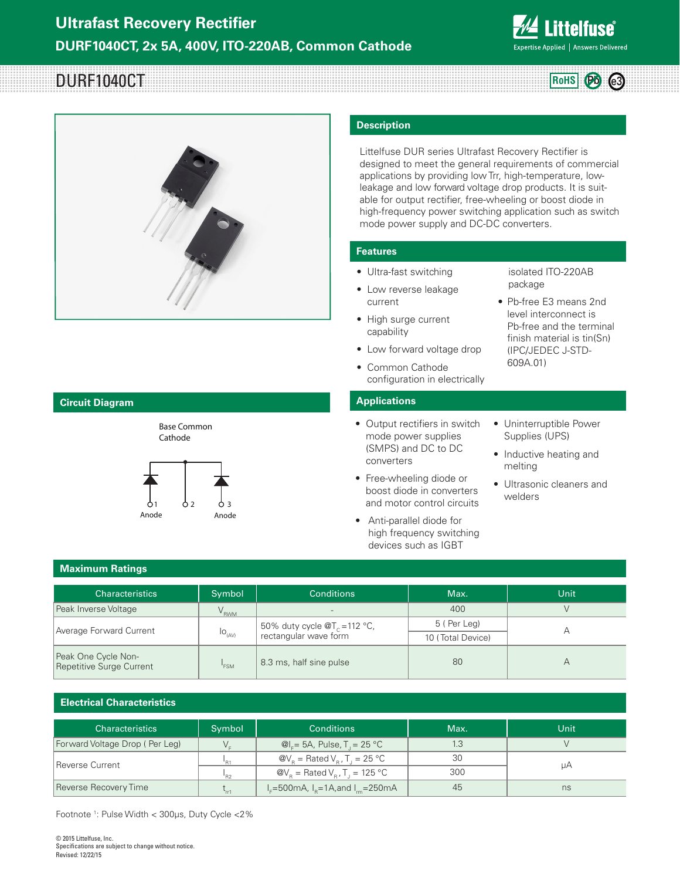# Ultrafast Recovery Rectifier

## DURF1040CT, 2x 5A, 400V, ITO-220AB, Common Cathode

# DURF1040CT

RoHS Pb e3

## Description

Littelfuse DUR series Ultrafast Recovery Rectifier is designed to meet the general requirements of commercial applications by providing low Trr, high-temperature, low-leakage and low forward voltage drop products. It is suitable for output rectifier, free-wheeling or boost diode in high-frequency power switching application such as switch mode power supply and DC-DC converters.

## Features

- Ultra-fast switching
- Low reverse leakage current
- High surge current capability
- Low forward voltage drop
- Common Cathode configuration in electrically isolated ITO-220AB package
- Pb-free E3 means 2nd level interconnect is Pb-free and the terminal finish material is tin(Sn) (IPC/JEDEC J-STD-609A.01)

## Circuit Diagram

Base Common Cathode

1 Anode, 2, 3 Anode

## Applications

- Output rectifiers in switch mode power supplies (SMPS) and DC to DC converters
- Free-wheeling diode or boost diode in converters and motor control circuits
- Anti-parallel diode for high frequency switching devices such as IGBT
- Uninterruptible Power Supplies (UPS)
- Inductive heating and melting
- Ultrasonic cleaners and welders

## Maximum Ratings

| Characteristics | Symbol | Conditions | Max. | Unit |
|---|---|---|---|---|
| Peak Inverse Voltage | $V_{RWM}$ | - | 400 | V |
| Average Forward Current | $Io_{(AV)}$ | 50% duty cycle @$T_C$ =112 °C, rectangular wave form | 5 ( Per Leg) | A |
| | | | 10 ( Total Device) | |
| Peak One Cycle Non-Repetitive Surge Current | $I_{FSM}$ | 8.3 ms, half sine pulse | 80 | A |

## Electrical Characteristics

| Characteristics | Symbol | Conditions | Max. | Unit |
|---|---|---|---|---|
| Forward Voltage Drop ( Per Leg) | $V_F$ | @$I_F$= 5A, Pulse, $T_J$ = 25 °C | 1.3 | V |
| Reverse Current | $I_{R1}$ | @$V_R$ = Rated $V_R$, $T_J$ = 25 °C | 30 | µA |
| | $I_{R2}$ | @$V_R$ = Rated $V_R$, $T_J$ = 125 °C | 300 | |
| Reverse Recovery Time | $t_{rr1}$ | $I_F$=500mA, $I_R$=1A,and $I_{rm}$=250mA | 45 | ns |

Footnote [1]: Pulse Width < 300µs, Duty Cycle <2%

© 2015 Littelfuse, Inc.
Specifications are subject to change without notice.
Revised: 12/22/15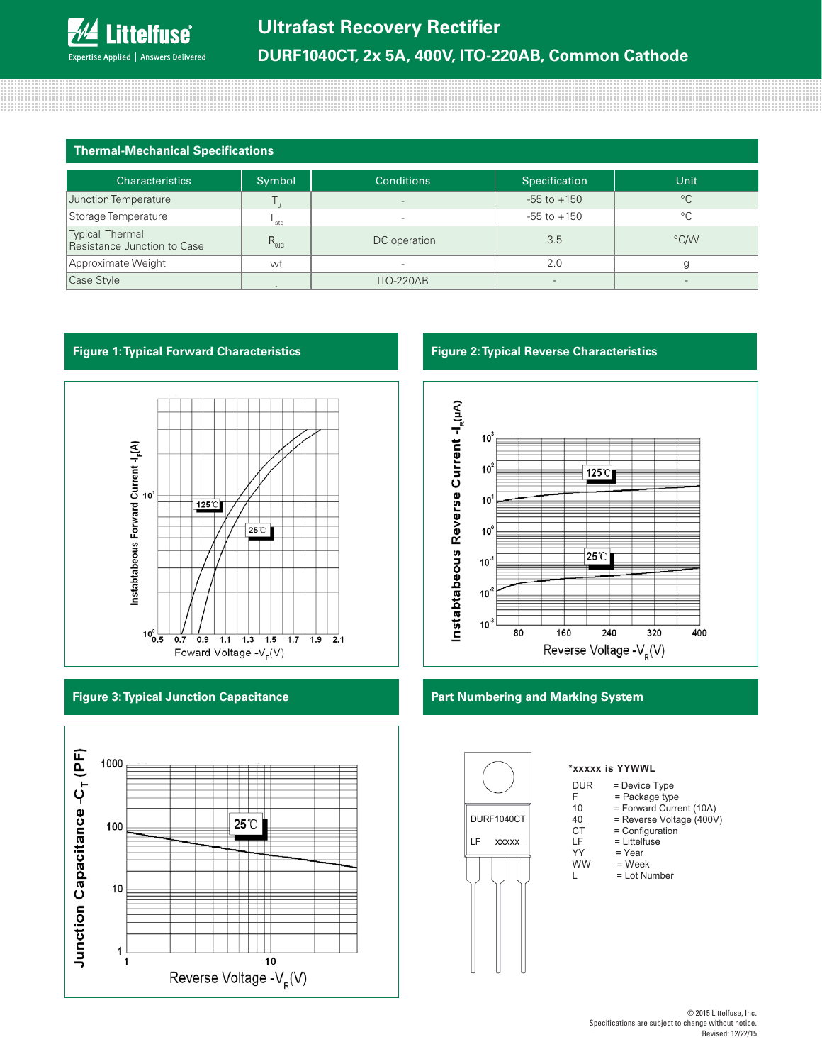## Thermal-Mechanical Specifications

| Characteristics | Symbol | Conditions | Specification | Unit |
|---|---|---|---|---|
| Junction Temperature | $T_J$ | - | -55 to +150 | °C |
| Storage Temperature | $T_{stg}$ | - | -55 to +150 | °C |
| Typical Thermal Resistance Junction to Case | $R_{θJC}$ | DC operation | 3.5 | °C/W |
| Approximate Weight | wt | - | 2.0 | g |
| Case Style | - | ITO-220AB | - | - |

## Figure 1: Typical Forward Characteristics

## Figure 2: Typical Reverse Characteristics

## Figure 3: Typical Junction Capacitance

## Part Numbering and Marking System

DURF1040CT
LF xxxxx

*xxxxx is YYWWL

- DUR = Device Type
- F = Package type
- 10 = Forward Current (10A)
- 40 = Reverse Voltage (400V)
- CT = Configuration
- LF = Littelfuse
- YY = Year
- WW = Week
- L = Lot Number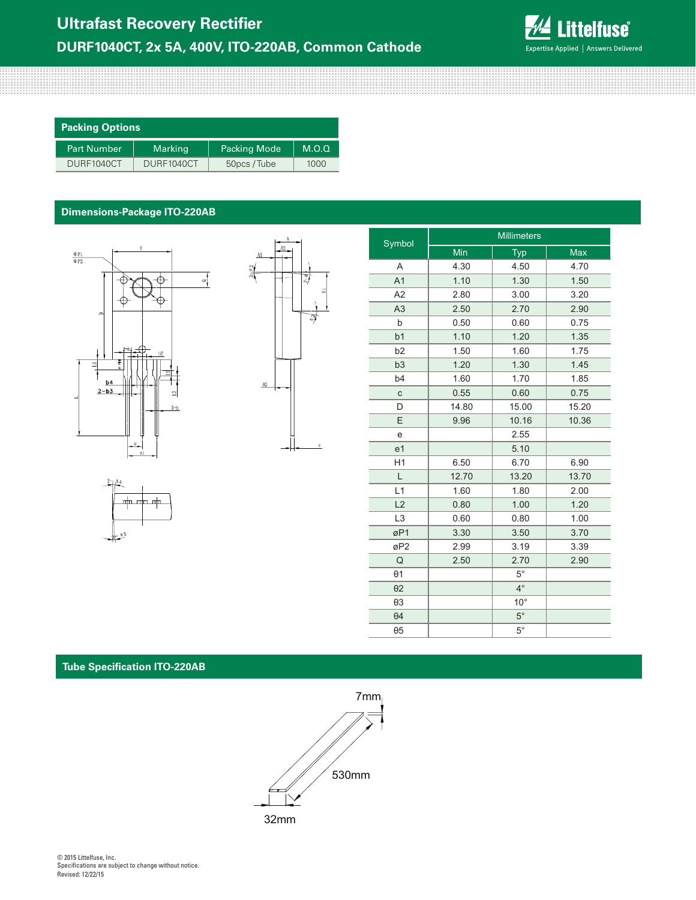# Ultrafast Recovery Rectifier

## DURF1040CT, 2x 5A, 400V, ITO-220AB, Common Cathode

### Packing Options

| Part Number | Marking | Packing Mode | M.O.Q |
|---|---|---|---|
| DURF1040CT | DURF1040CT | 50pcs / Tube | 1000 |

### Dimensions-Package ITO-220AB

| Symbol | Millimeters | | |
|---|---|---|---|
| | Min | Typ | Max |
| A | 4.30 | 4.50 | 4.70 |
| A1 | 1.10 | 1.30 | 1.50 |
| A2 | 2.80 | 3.00 | 3.20 |
| A3 | 2.50 | 2.70 | 2.90 |
| b | 0.50 | 0.60 | 0.75 |
| b1 | 1.10 | 1.20 | 1.35 |
| b2 | 1.50 | 1.60 | 1.75 |
| b3 | 1.20 | 1.30 | 1.45 |
| b4 | 1.60 | 1.70 | 1.85 |
| c | 0.55 | 0.60 | 0.75 |
| D | 14.80 | 15.00 | 15.20 |
| E | 9.96 | 10.16 | 10.36 |
| e | | 2.55 | |
| e1 | | 5.10 | |
| H1 | 6.50 | 6.70 | 6.90 |
| L | 12.70 | 13.20 | 13.70 |
| L1 | 1.60 | 1.80 | 2.00 |
| L2 | 0.80 | 1.00 | 1.20 |
| L3 | 0.60 | 0.80 | 1.00 |
| øP1 | 3.30 | 3.50 | 3.70 |
| øP2 | 2.99 | 3.19 | 3.39 |
| Q | 2.50 | 2.70 | 2.90 |
| θ1 | | 5° | |
| θ2 | | 4° | |
| θ3 | | 10° | |
| θ4 | | 5° | |
| θ5 | | 5° | |

### Tube Specification ITO-220AB

7mm

530mm

32mm

© 2015 Littelfuse, Inc.
Specifications are subject to change without notice.
Revised: 12/22/15